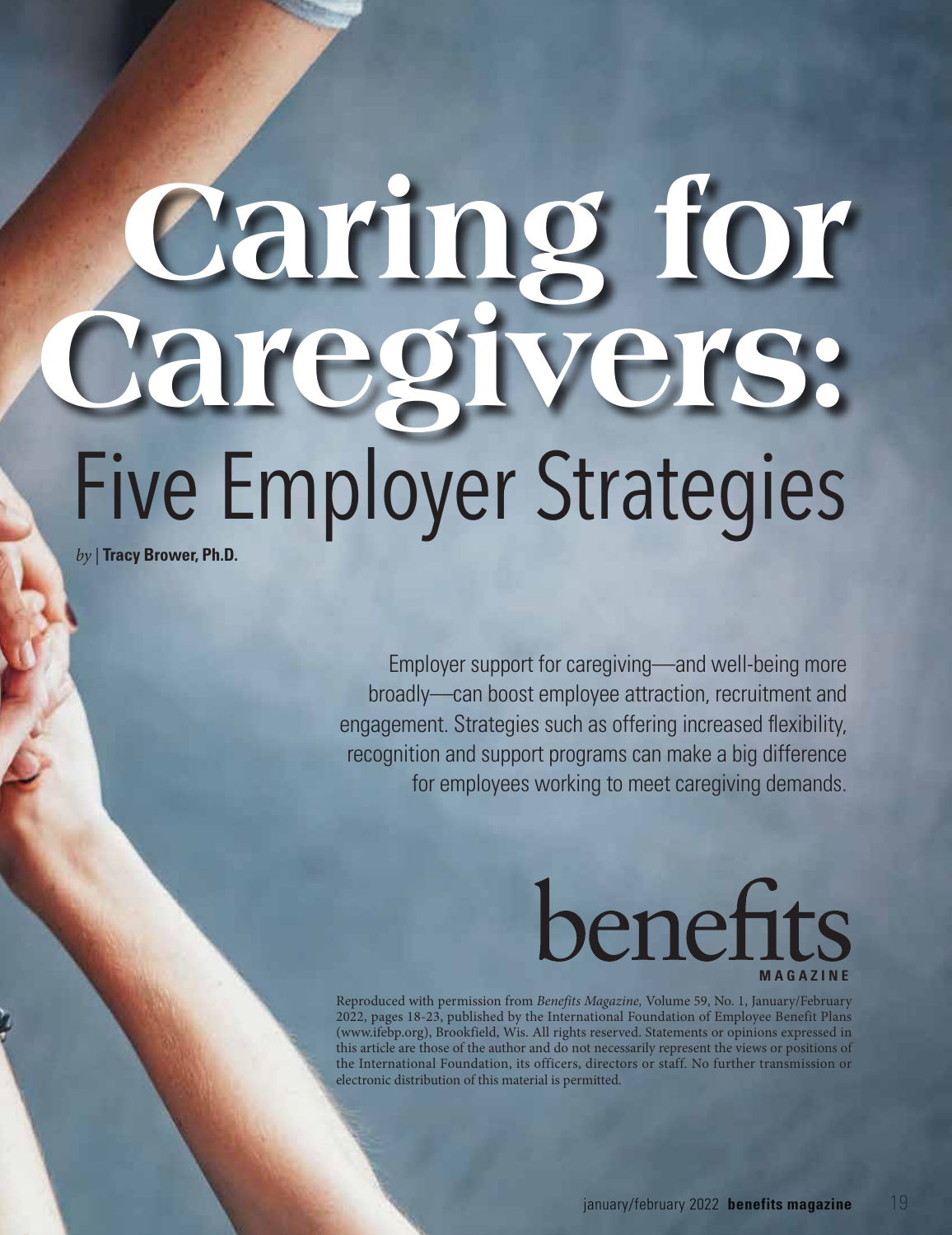# Caring for Caregivers:

## Five Employer Strategies

*by* | **Tracy Brower, Ph.D.**

Employer support for caregiving—and well-being more broadly—can boost employee attraction, recruitment and engagement. Strategies such as offering increased flexibility, recognition and support programs can make a big difference for employees working to meet caregiving demands.

Reproduced with permission from *Benefits Magazine*, Volume 59, No. 1, January/February 2022, pages 18-23, published by the International Foundation of Employee Benefit Plans (www.ifebp.org), Brookfield, Wis. All rights reserved. Statements or opinions expressed in this article are those of the author and do not necessarily represent the views or positions of the International Foundation, its officers, directors or staff. No further transmission or electronic distribution of this material is permitted.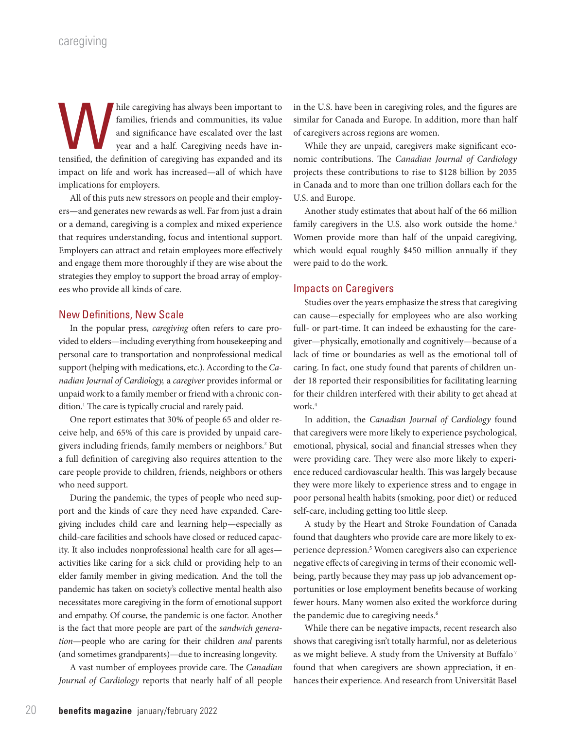While caregiving has always been important to families, friends and communities, its value and significance have escalated over the last year and a half. Caregiving needs have intensified, the definition of caregiving has expanded and its impact on life and work has increased—all of which have implications for employers.

All of this puts new stressors on people and their employers—and generates new rewards as well. Far from just a drain or a demand, caregiving is a complex and mixed experience that requires understanding, focus and intentional support. Employers can attract and retain employees more effectively and engage them more thoroughly if they are wise about the strategies they employ to support the broad array of employees who provide all kinds of care.

## New Definitions, New Scale

In the popular press, *caregiving* often refers to care provided to elders—including everything from housekeeping and personal care to transportation and nonprofessional medical support (helping with medications, etc.). According to the *Canadian Journal of Cardiology,* a *caregiver* provides informal or unpaid work to a family member or friend with a chronic condition.[1] The care is typically crucial and rarely paid.

One report estimates that 30% of people 65 and older receive help, and 65% of this care is provided by unpaid caregivers including friends, family members or neighbors.[2] But a full definition of caregiving also requires attention to the care people provide to children, friends, neighbors or others who need support.

During the pandemic, the types of people who need support and the kinds of care they need have expanded. Caregiving includes child care and learning help—especially as child-care facilities and schools have closed or reduced capacity. It also includes nonprofessional health care for all ages—activities like caring for a sick child or providing help to an elder family member in giving medication. And the toll the pandemic has taken on society's collective mental health also necessitates more caregiving in the form of emotional support and empathy. Of course, the pandemic is one factor. Another is the fact that more people are part of the *sandwich generation*—people who are caring for their children *and* parents (and sometimes grandparents)—due to increasing longevity.

A vast number of employees provide care. The *Canadian Journal of Cardiology* reports that nearly half of all people in the U.S. have been in caregiving roles, and the figures are similar for Canada and Europe. In addition, more than half of caregivers across regions are women.

While they are unpaid, caregivers make significant economic contributions. The *Canadian Journal of Cardiology* projects these contributions to rise to $128 billion by 2035 in Canada and to more than one trillion dollars each for the U.S. and Europe.

Another study estimates that about half of the 66 million family caregivers in the U.S. also work outside the home.[3] Women provide more than half of the unpaid caregiving, which would equal roughly $450 million annually if they were paid to do the work.

## Impacts on Caregivers

Studies over the years emphasize the stress that caregiving can cause—especially for employees who are also working full- or part-time. It can indeed be exhausting for the caregiver—physically, emotionally and cognitively—because of a lack of time or boundaries as well as the emotional toll of caring. In fact, one study found that parents of children under 18 reported their responsibilities for facilitating learning for their children interfered with their ability to get ahead at work.[4]

In addition, the *Canadian Journal of Cardiology* found that caregivers were more likely to experience psychological, emotional, physical, social and financial stresses when they were providing care. They were also more likely to experience reduced cardiovascular health. This was largely because they were more likely to experience stress and to engage in poor personal health habits (smoking, poor diet) or reduced self-care, including getting too little sleep.

A study by the Heart and Stroke Foundation of Canada found that daughters who provide care are more likely to experience depression.[5] Women caregivers also can experience negative effects of caregiving in terms of their economic well-being, partly because they may pass up job advancement opportunities or lose employment benefits because of working fewer hours. Many women also exited the workforce during the pandemic due to caregiving needs.[6]

While there can be negative impacts, recent research also shows that caregiving isn't totally harmful, nor as deleterious as we might believe. A study from the University at Buffalo[7] found that when caregivers are shown appreciation, it enhances their experience. And research from Universität Basel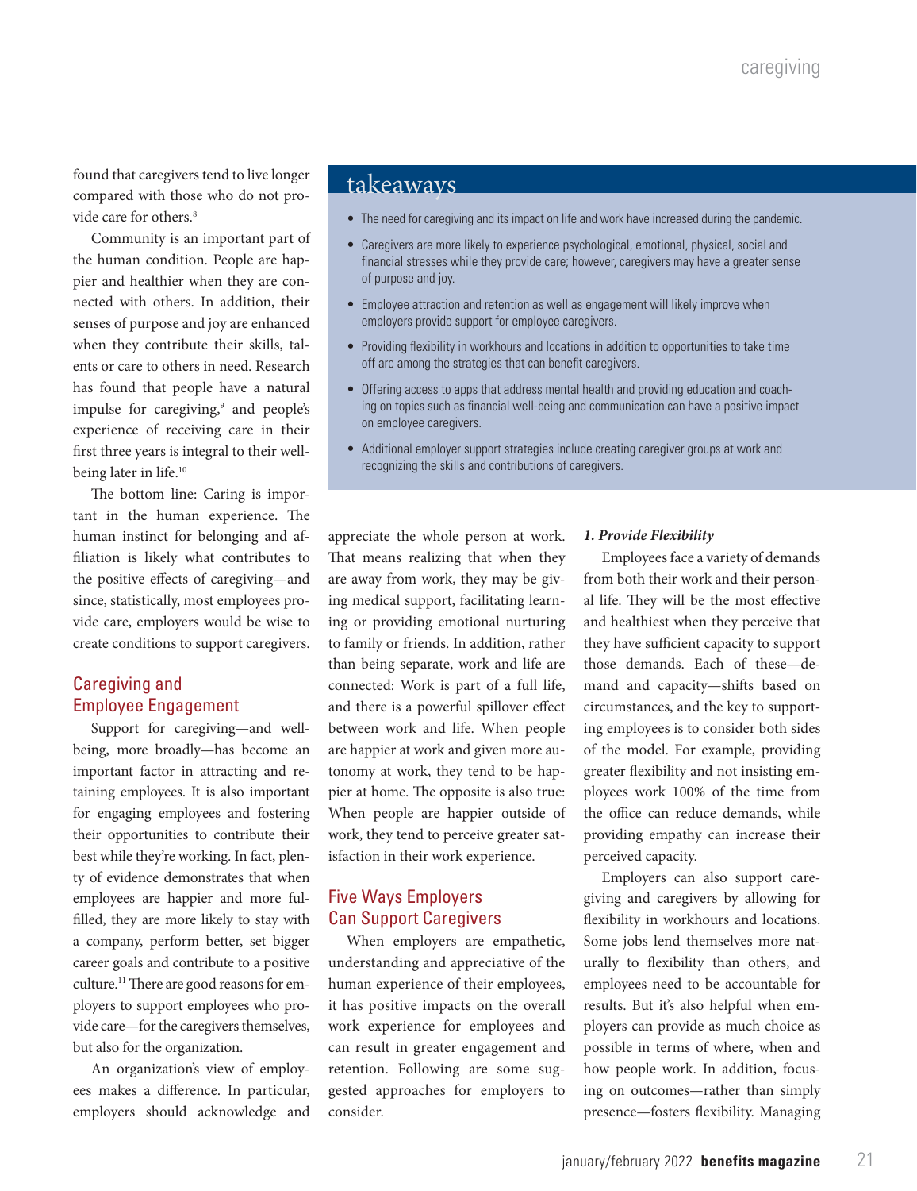found that caregivers tend to live longer compared with those who do not provide care for others.[8]

Community is an important part of the human condition. People are happier and healthier when they are connected with others. In addition, their senses of purpose and joy are enhanced when they contribute their skills, talents or care to others in need. Research has found that people have a natural impulse for caregiving,[9] and people's experience of receiving care in their first three years is integral to their well-being later in life.[10]

The bottom line: Caring is important in the human experience. The human instinct for belonging and affiliation is likely what contributes to the positive effects of caregiving—and since, statistically, most employees provide care, employers would be wise to create conditions to support caregivers.

## takeaways

- The need for caregiving and its impact on life and work have increased during the pandemic.
- Caregivers are more likely to experience psychological, emotional, physical, social and financial stresses while they provide care; however, caregivers may have a greater sense of purpose and joy.
- Employee attraction and retention as well as engagement will likely improve when employers provide support for employee caregivers.
- Providing flexibility in workhours and locations in addition to opportunities to take time off are among the strategies that can benefit caregivers.
- Offering access to apps that address mental health and providing education and coaching on topics such as financial well-being and communication can have a positive impact on employee caregivers.
- Additional employer support strategies include creating caregiver groups at work and recognizing the skills and contributions of caregivers.

## Caregiving and Employee Engagement

Support for caregiving—and well-being, more broadly—has become an important factor in attracting and retaining employees. It is also important for engaging employees and fostering their opportunities to contribute their best while they're working. In fact, plenty of evidence demonstrates that when employees are happier and more fulfilled, they are more likely to stay with a company, perform better, set bigger career goals and contribute to a positive culture.[11] There are good reasons for employers to support employees who provide care—for the caregivers themselves, but also for the organization.

An organization's view of employees makes a difference. In particular, employers should acknowledge and appreciate the whole person at work. That means realizing that when they are away from work, they may be giving medical support, facilitating learning or providing emotional nurturing to family or friends. In addition, rather than being separate, work and life are connected: Work is part of a full life, and there is a powerful spillover effect between work and life. When people are happier at work and given more autonomy at work, they tend to be happier at home. The opposite is also true: When people are happier outside of work, they tend to perceive greater satisfaction in their work experience.

## Five Ways Employers Can Support Caregivers

When employers are empathetic, understanding and appreciative of the human experience of their employees, it has positive impacts on the overall work experience for employees and can result in greater engagement and retention. Following are some suggested approaches for employers to consider.

***1. Provide Flexibility***

Employees face a variety of demands from both their work and their personal life. They will be the most effective and healthiest when they perceive that they have sufficient capacity to support those demands. Each of these—demand and capacity—shifts based on circumstances, and the key to supporting employees is to consider both sides of the model. For example, providing greater flexibility and not insisting employees work 100% of the time from the office can reduce demands, while providing empathy can increase their perceived capacity.

Employers can also support caregiving and caregivers by allowing for flexibility in workhours and locations. Some jobs lend themselves more naturally to flexibility than others, and employees need to be accountable for results. But it's also helpful when employers can provide as much choice as possible in terms of where, when and how people work. In addition, focusing on outcomes—rather than simply presence—fosters flexibility. Managing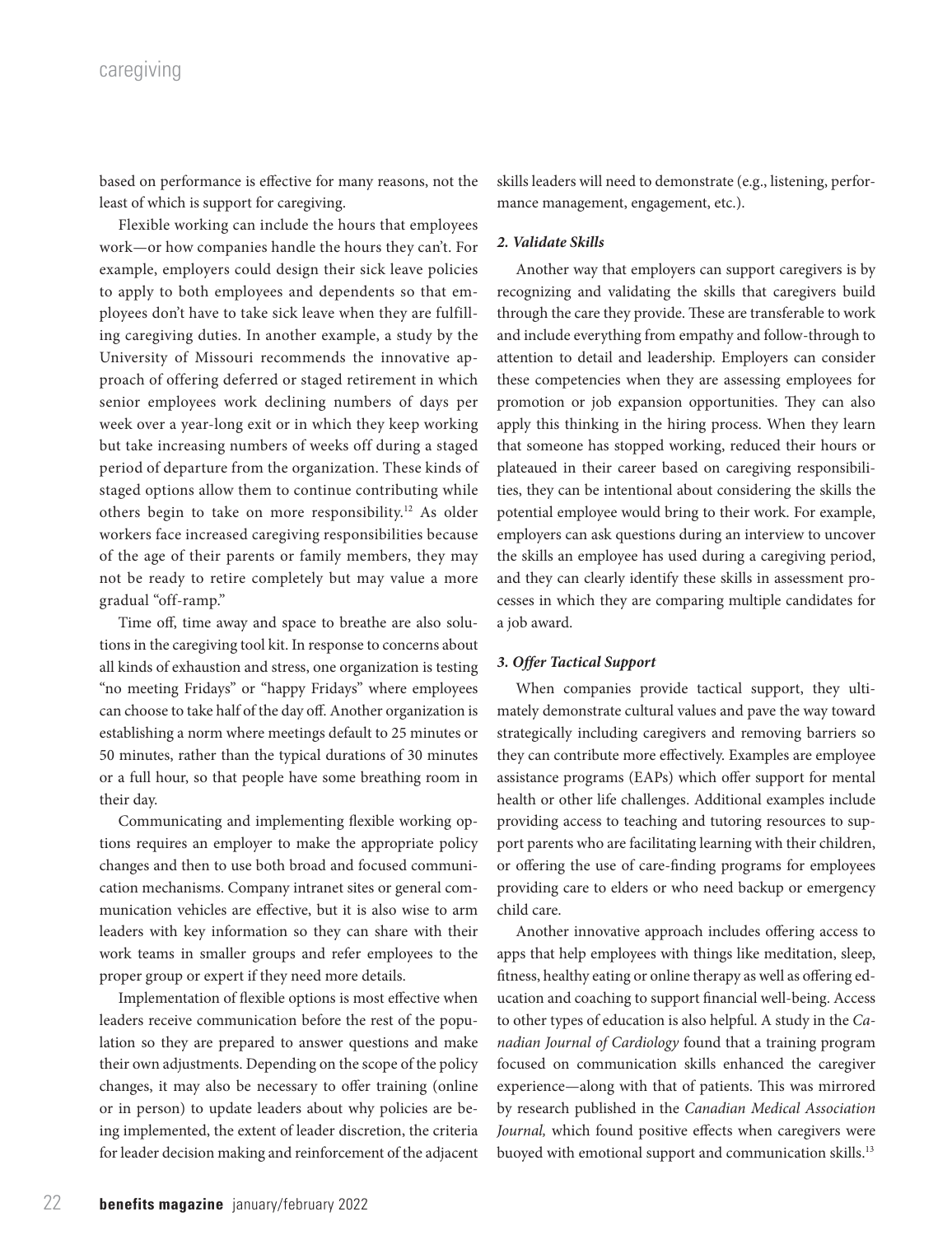based on performance is effective for many reasons, not the least of which is support for caregiving.

Flexible working can include the hours that employees work—or how companies handle the hours they can't. For example, employers could design their sick leave policies to apply to both employees and dependents so that employees don't have to take sick leave when they are fulfilling caregiving duties. In another example, a study by the University of Missouri recommends the innovative approach of offering deferred or staged retirement in which senior employees work declining numbers of days per week over a year-long exit or in which they keep working but take increasing numbers of weeks off during a staged period of departure from the organization. These kinds of staged options allow them to continue contributing while others begin to take on more responsibility.[12] As older workers face increased caregiving responsibilities because of the age of their parents or family members, they may not be ready to retire completely but may value a more gradual "off-ramp."

Time off, time away and space to breathe are also solutions in the caregiving tool kit. In response to concerns about all kinds of exhaustion and stress, one organization is testing "no meeting Fridays" or "happy Fridays" where employees can choose to take half of the day off. Another organization is establishing a norm where meetings default to 25 minutes or 50 minutes, rather than the typical durations of 30 minutes or a full hour, so that people have some breathing room in their day.

Communicating and implementing flexible working options requires an employer to make the appropriate policy changes and then to use both broad and focused communication mechanisms. Company intranet sites or general communication vehicles are effective, but it is also wise to arm leaders with key information so they can share with their work teams in smaller groups and refer employees to the proper group or expert if they need more details.

Implementation of flexible options is most effective when leaders receive communication before the rest of the population so they are prepared to answer questions and make their own adjustments. Depending on the scope of the policy changes, it may also be necessary to offer training (online or in person) to update leaders about why policies are being implemented, the extent of leader discretion, the criteria for leader decision making and reinforcement of the adjacent skills leaders will need to demonstrate (e.g., listening, performance management, engagement, etc.).

#### *2. Validate Skills*

Another way that employers can support caregivers is by recognizing and validating the skills that caregivers build through the care they provide. These are transferable to work and include everything from empathy and follow-through to attention to detail and leadership. Employers can consider these competencies when they are assessing employees for promotion or job expansion opportunities. They can also apply this thinking in the hiring process. When they learn that someone has stopped working, reduced their hours or plateaued in their career based on caregiving responsibilities, they can be intentional about considering the skills the potential employee would bring to their work. For example, employers can ask questions during an interview to uncover the skills an employee has used during a caregiving period, and they can clearly identify these skills in assessment processes in which they are comparing multiple candidates for a job award.

#### *3. Offer Tactical Support*

When companies provide tactical support, they ultimately demonstrate cultural values and pave the way toward strategically including caregivers and removing barriers so they can contribute more effectively. Examples are employee assistance programs (EAPs) which offer support for mental health or other life challenges. Additional examples include providing access to teaching and tutoring resources to support parents who are facilitating learning with their children, or offering the use of care-finding programs for employees providing care to elders or who need backup or emergency child care.

Another innovative approach includes offering access to apps that help employees with things like meditation, sleep, fitness, healthy eating or online therapy as well as offering education and coaching to support financial well-being. Access to other types of education is also helpful. A study in the *Canadian Journal of Cardiology* found that a training program focused on communication skills enhanced the caregiver experience—along with that of patients. This was mirrored by research published in the *Canadian Medical Association Journal,* which found positive effects when caregivers were buoyed with emotional support and communication skills.[13]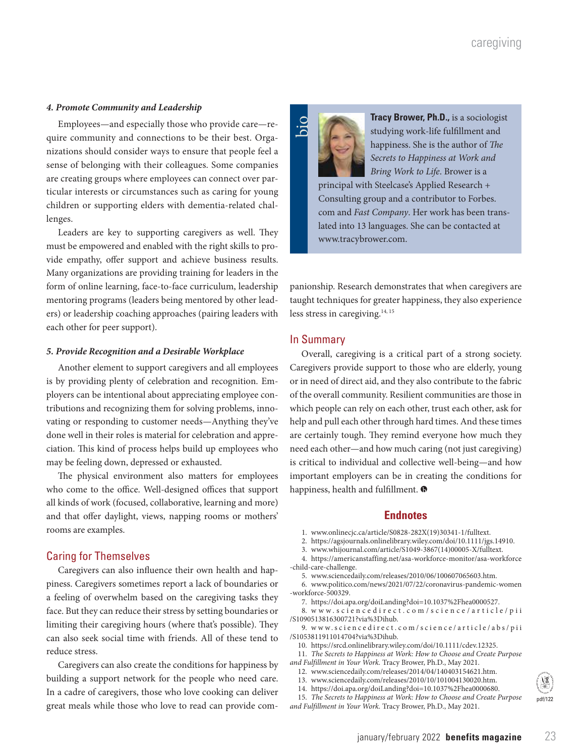### *4. Promote Community and Leadership*

Employees—and especially those who provide care—require community and connections to be their best. Organizations should consider ways to ensure that people feel a sense of belonging with their colleagues. Some companies are creating groups where employees can connect over particular interests or circumstances such as caring for young children or supporting elders with dementia-related challenges.

Leaders are key to supporting caregivers as well. They must be empowered and enabled with the right skills to provide empathy, offer support and achieve business results. Many organizations are providing training for leaders in the form of online learning, face-to-face curriculum, leadership mentoring programs (leaders being mentored by other leaders) or leadership coaching approaches (pairing leaders with each other for peer support).

### *5. Provide Recognition and a Desirable Workplace*

Another element to support caregivers and all employees is by providing plenty of celebration and recognition. Employers can be intentional about appreciating employee contributions and recognizing them for solving problems, innovating or responding to customer needs—Anything they've done well in their roles is material for celebration and appreciation. This kind of process helps build up employees who may be feeling down, depressed or exhausted.

The physical environment also matters for employees who come to the office. Well-designed offices that support all kinds of work (focused, collaborative, learning and more) and that offer daylight, views, napping rooms or mothers' rooms are examples.

## Caring for Themselves

Caregivers can also influence their own health and happiness. Caregivers sometimes report a lack of boundaries or a feeling of overwhelm based on the caregiving tasks they face. But they can reduce their stress by setting boundaries or limiting their caregiving hours (where that's possible). They can also seek social time with friends. All of these tend to reduce stress.

Caregivers can also create the conditions for happiness by building a support network for the people who need care. In a cadre of caregivers, those who love cooking can deliver great meals while those who love to read can provide companionship. Research demonstrates that when caregivers are taught techniques for greater happiness, they also experience less stress in caregiving.[14, 15]

## In Summary

Overall, caregiving is a critical part of a strong society. Caregivers provide support to those who are elderly, young or in need of direct aid, and they also contribute to the fabric of the overall community. Resilient communities are those in which people can rely on each other, trust each other, ask for help and pull each other through hard times. And these times are certainly tough. They remind everyone how much they need each other—and how much caring (not just caregiving) is critical to individual and collective well-being—and how important employers can be in creating the conditions for happiness, health and fulfillment.

**bio**

**Tracy Brower, Ph.D.,** is a sociologist studying work-life fulfillment and happiness. She is the author of *The Secrets to Happiness at Work and Bring Work to Life*. Brower is a principal with Steelcase's Applied Research + Consulting group and a contributor to Forbes.com and *Fast Company*. Her work has been translated into 13 languages. She can be contacted at www.tracybrower.com.

## Endnotes

1. www.onlinecjc.ca/article/S0828-282X(19)30341-1/fulltext.
2. https://agsjournals.onlinelibrary.wiley.com/doi/10.1111/jgs.14910.
3. www.whijournal.com/article/S1049-3867(14)00005-X/fulltext.
4. https://americanstaffing.net/asa-workforce-monitor/asa-workforce-child-care-challenge.
5. www.sciencedaily.com/releases/2010/06/100607065603.htm.
6. www.politico.com/news/2021/07/22/coronavirus-pandemic-women-workforce-500329.
7. https://doi.apa.org/doiLanding?doi=10.1037%2Fhea0000527.
8. www.sciencedirect.com/science/article/pii/S1090513816300721?via%3Dihub.
9. www.sciencedirect.com/science/article/abs/pii/S1053811911014704?via%3Dihub.
10. https://srcd.onlinelibrary.wiley.com/doi/10.1111/cdev.12325.
11. *The Secrets to Happiness at Work: How to Choose and Create Purpose and Fulfillment in Your Work.* Tracy Brower, Ph.D., May 2021.
12. www.sciencedaily.com/releases/2014/04/140403154621.htm.
13. www.sciencedaily.com/releases/2010/10/101004130020.htm.
14. https://doi.apa.org/doiLanding?doi=10.1037%2Fhea0000680.
15. *The Secrets to Happiness at Work: How to Choose and Create Purpose and Fulfillment in Your Work.* Tracy Brower, Ph.D., May 2021.

pdf/122